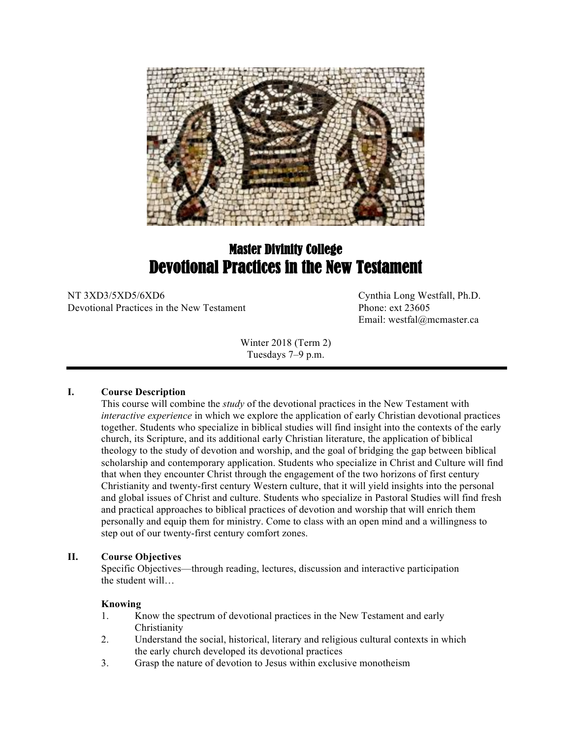# Master Divinity College

# Devotional Practices in the New Testament

NT 3XD3/5XD5/6XD6
Devotional Practices in the New Testament

Cynthia Long Westfall, Ph.D.
Phone: ext 23605
Email: westfal@mcmaster.ca

Winter 2018 (Term 2)
Tuesdays 7–9 p.m.

---

## I. Course Description

This course will combine the *study* of the devotional practices in the New Testament with *interactive experience* in which we explore the application of early Christian devotional practices together. Students who specialize in biblical studies will find insight into the contexts of the early church, its Scripture, and its additional early Christian literature, the application of biblical theology to the study of devotion and worship, and the goal of bridging the gap between biblical scholarship and contemporary application. Students who specialize in Christ and Culture will find that when they encounter Christ through the engagement of the two horizons of first century Christianity and twenty-first century Western culture, that it will yield insights into the personal and global issues of Christ and culture. Students who specialize in Pastoral Studies will find fresh and practical approaches to biblical practices of devotion and worship that will enrich them personally and equip them for ministry. Come to class with an open mind and a willingness to step out of our twenty-first century comfort zones.

## II. Course Objectives

Specific Objectives—through reading, lectures, discussion and interactive participation the student will…

**Knowing**

1. Know the spectrum of devotional practices in the New Testament and early Christianity
2. Understand the social, historical, literary and religious cultural contexts in which the early church developed its devotional practices
3. Grasp the nature of devotion to Jesus within exclusive monotheism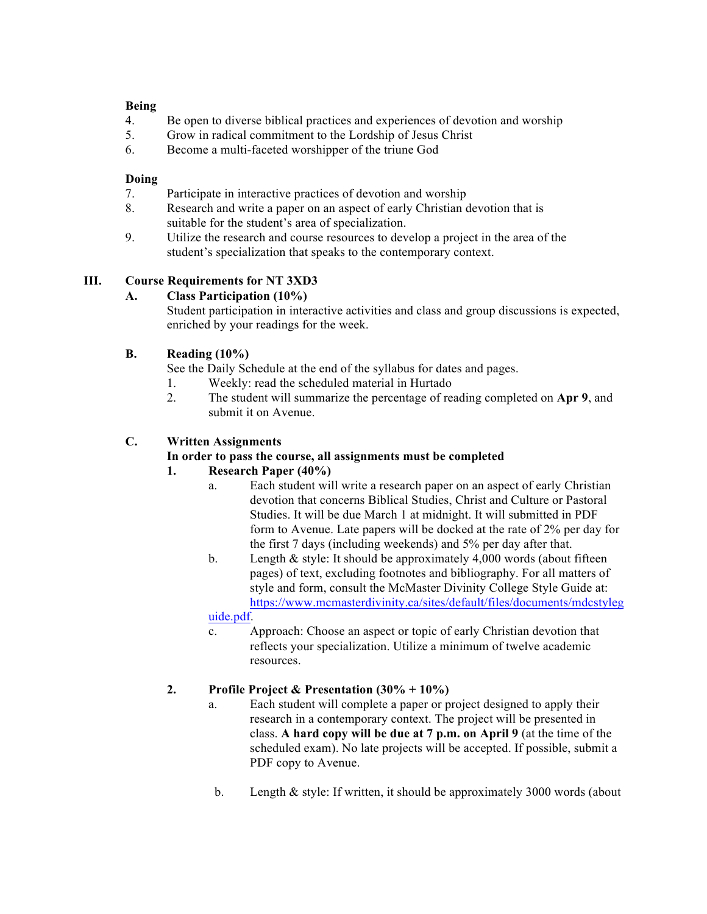**Being**

4. Be open to diverse biblical practices and experiences of devotion and worship
5. Grow in radical commitment to the Lordship of Jesus Christ
6. Become a multi-faceted worshipper of the triune God

**Doing**

7. Participate in interactive practices of devotion and worship
8. Research and write a paper on an aspect of early Christian devotion that is suitable for the student's area of specialization.
9. Utilize the research and course resources to develop a project in the area of the student's specialization that speaks to the contemporary context.

## III. Course Requirements for NT 3XD3

### A. Class Participation (10%)

Student participation in interactive activities and class and group discussions is expected, enriched by your readings for the week.

### B. Reading (10%)

See the Daily Schedule at the end of the syllabus for dates and pages.

1. Weekly: read the scheduled material in Hurtado
2. The student will summarize the percentage of reading completed on **Apr 9**, and submit it on Avenue.

### C. Written Assignments

**In order to pass the course, all assignments must be completed**

#### 1. Research Paper (40%)

a. Each student will write a research paper on an aspect of early Christian devotion that concerns Biblical Studies, Christ and Culture or Pastoral Studies. It will be due March 1 at midnight. It will submitted in PDF form to Avenue. Late papers will be docked at the rate of 2% per day for the first 7 days (including weekends) and 5% per day after that.

b. Length & style: It should be approximately 4,000 words (about fifteen pages) of text, excluding footnotes and bibliography. For all matters of style and form, consult the McMaster Divinity College Style Guide at: [https://www.mcmasterdivinity.ca/sites/default/files/documents/mdcstyleguide.pdf](https://www.mcmasterdivinity.ca/sites/default/files/documents/mdcstyleguide.pdf).

c. Approach: Choose an aspect or topic of early Christian devotion that reflects your specialization. Utilize a minimum of twelve academic resources.

#### 2. Profile Project & Presentation (30% + 10%)

a. Each student will complete a paper or project designed to apply their research in a contemporary context. The project will be presented in class. **A hard copy will be due at 7 p.m. on April 9** (at the time of the scheduled exam). No late projects will be accepted. If possible, submit a PDF copy to Avenue.

b. Length & style: If written, it should be approximately 3000 words (about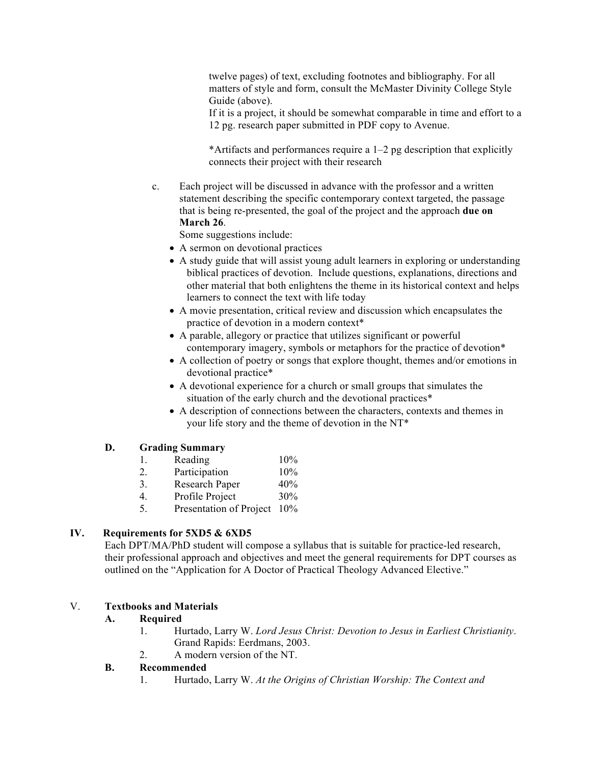twelve pages) of text, excluding footnotes and bibliography. For all matters of style and form, consult the McMaster Divinity College Style Guide (above).
If it is a project, it should be somewhat comparable in time and effort to a 12 pg. research paper submitted in PDF copy to Avenue.

*Artifacts and performances require a 1–2 pg description that explicitly connects their project with their research

c. Each project will be discussed in advance with the professor and a written statement describing the specific contemporary context targeted, the passage that is being re-presented, the goal of the project and the approach **due on March 26**.
Some suggestions include:

- A sermon on devotional practices
- A study guide that will assist young adult learners in exploring or understanding biblical practices of devotion. Include questions, explanations, directions and other material that both enlightens the theme in its historical context and helps learners to connect the text with life today
- A movie presentation, critical review and discussion which encapsulates the practice of devotion in a modern context*
- A parable, allegory or practice that utilizes significant or powerful contemporary imagery, symbols or metaphors for the practice of devotion*
- A collection of poetry or songs that explore thought, themes and/or emotions in devotional practice*
- A devotional experience for a church or small groups that simulates the situation of the early church and the devotional practices*
- A description of connections between the characters, contexts and themes in your life story and the theme of devotion in the NT*

### D. Grading Summary

| | | |
|---|---|---|
| 1. | Reading | 10% |
| 2. | Participation | 10% |
| 3. | Research Paper | 40% |
| 4. | Profile Project | 30% |
| 5. | Presentation of Project | 10% |

## IV. Requirements for 5XD5 & 6XD5

Each DPT/MA/PhD student will compose a syllabus that is suitable for practice-led research, their professional approach and objectives and meet the general requirements for DPT courses as outlined on the "Application for A Doctor of Practical Theology Advanced Elective."

## V. Textbooks and Materials

### A. Required

1. Hurtado, Larry W. *Lord Jesus Christ: Devotion to Jesus in Earliest Christianity*. Grand Rapids: Eerdmans, 2003.
2. A modern version of the NT.

### B. Recommended

1. Hurtado, Larry W. *At the Origins of Christian Worship: The Context and*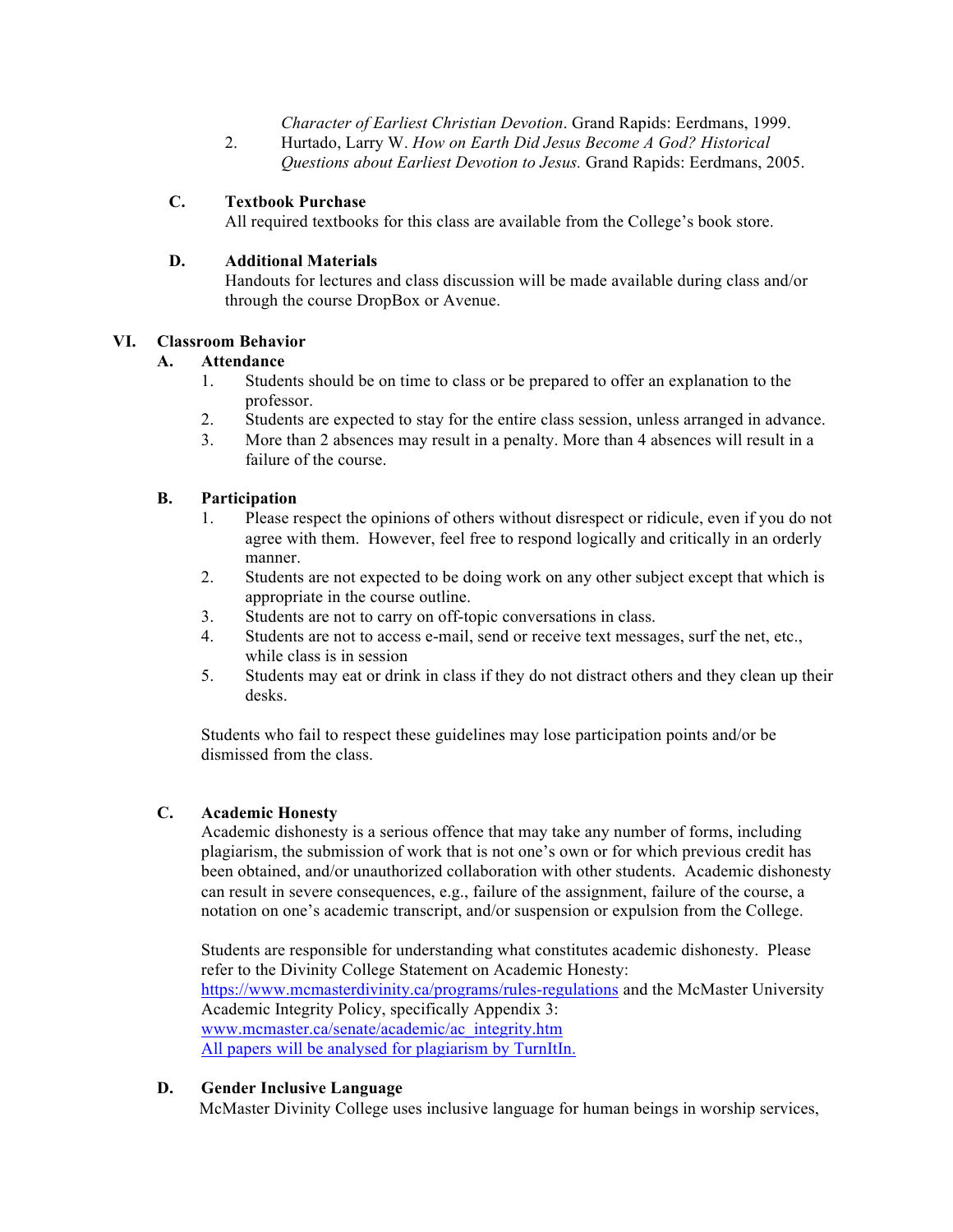*Character of Earliest Christian Devotion*. Grand Rapids: Eerdmans, 1999.

2. Hurtado, Larry W. *How on Earth Did Jesus Become A God? Historical Questions about Earliest Devotion to Jesus.* Grand Rapids: Eerdmans, 2005.

### C. Textbook Purchase

All required textbooks for this class are available from the College's book store.

### D. Additional Materials

Handouts for lectures and class discussion will be made available during class and/or through the course DropBox or Avenue.

## VI. Classroom Behavior

### A. Attendance

1. Students should be on time to class or be prepared to offer an explanation to the professor.
2. Students are expected to stay for the entire class session, unless arranged in advance.
3. More than 2 absences may result in a penalty. More than 4 absences will result in a failure of the course.

### B. Participation

1. Please respect the opinions of others without disrespect or ridicule, even if you do not agree with them. However, feel free to respond logically and critically in an orderly manner.
2. Students are not expected to be doing work on any other subject except that which is appropriate in the course outline.
3. Students are not to carry on off-topic conversations in class.
4. Students are not to access e-mail, send or receive text messages, surf the net, etc., while class is in session
5. Students may eat or drink in class if they do not distract others and they clean up their desks.

Students who fail to respect these guidelines may lose participation points and/or be dismissed from the class.

### C. Academic Honesty

Academic dishonesty is a serious offence that may take any number of forms, including plagiarism, the submission of work that is not one's own or for which previous credit has been obtained, and/or unauthorized collaboration with other students. Academic dishonesty can result in severe consequences, e.g., failure of the assignment, failure of the course, a notation on one's academic transcript, and/or suspension or expulsion from the College.

Students are responsible for understanding what constitutes academic dishonesty. Please refer to the Divinity College Statement on Academic Honesty: https://www.mcmasterdivinity.ca/programs/rules-regulations and the McMaster University Academic Integrity Policy, specifically Appendix 3: www.mcmaster.ca/senate/academic/ac_integrity.htm
All papers will be analysed for plagiarism by TurnItIn.

### D. Gender Inclusive Language

McMaster Divinity College uses inclusive language for human beings in worship services,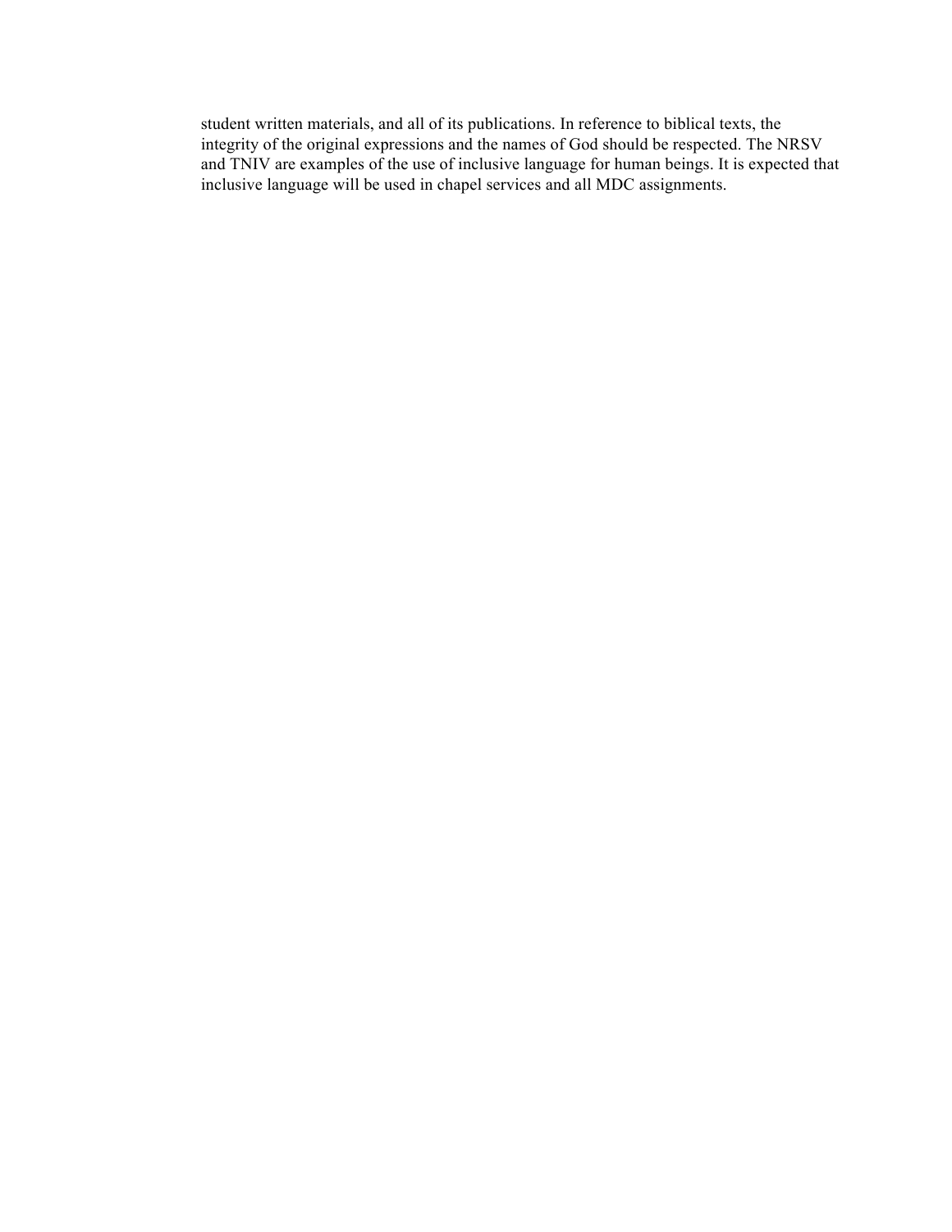student written materials, and all of its publications. In reference to biblical texts, the integrity of the original expressions and the names of God should be respected. The NRSV and TNIV are examples of the use of inclusive language for human beings. It is expected that inclusive language will be used in chapel services and all MDC assignments.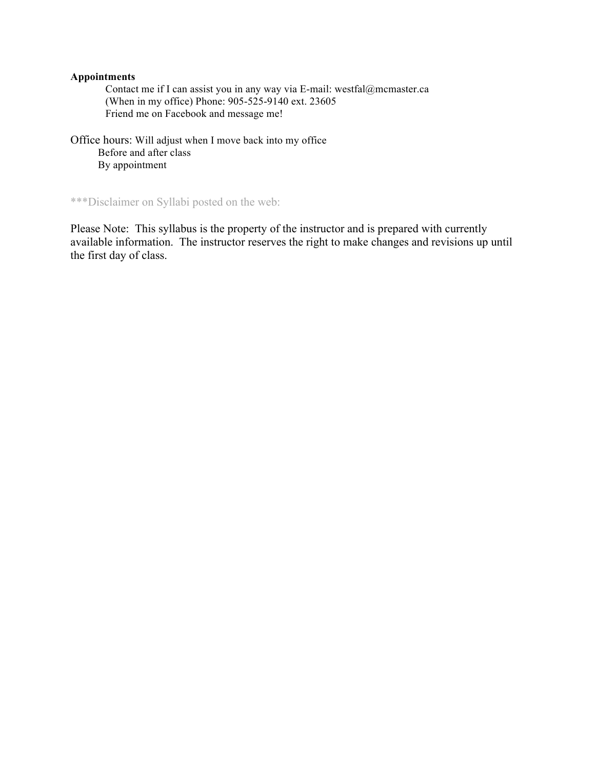**Appointments**

Contact me if I can assist you in any way via E-mail: westfal@mcmaster.ca
(When in my office) Phone: 905-525-9140 ext. 23605
Friend me on Facebook and message me!

Office hours: Will adjust when I move back into my office
Before and after class
By appointment

***Disclaimer on Syllabi posted on the web:

Please Note: This syllabus is the property of the instructor and is prepared with currently available information. The instructor reserves the right to make changes and revisions up until the first day of class.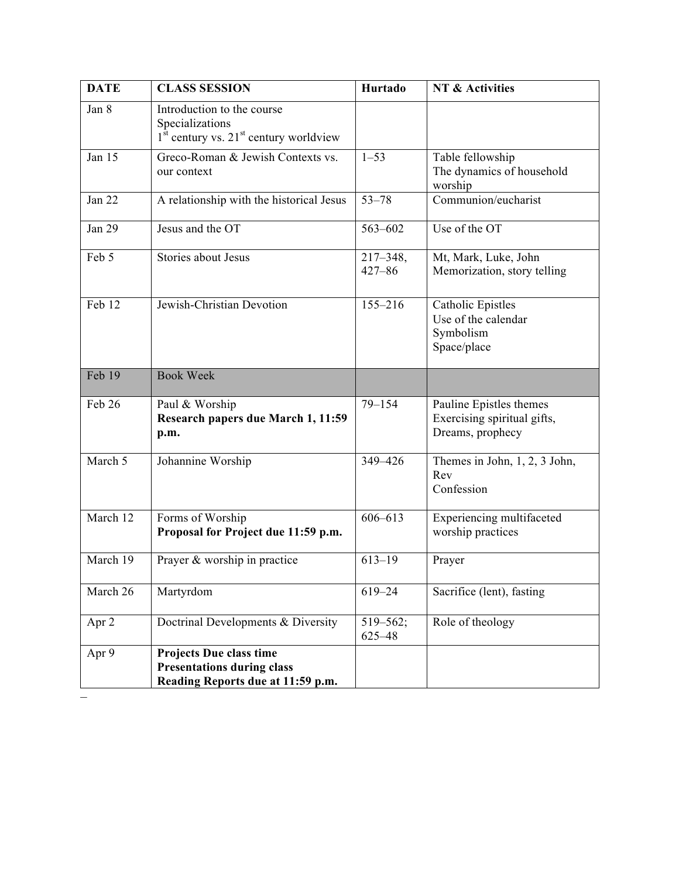| DATE | CLASS SESSION | Hurtado | NT & Activities |
|---|---|---|---|
| Jan 8 | Introduction to the course<br>Specializations<br>1st century vs. 21st century worldview | | |
| Jan 15 | Greco-Roman & Jewish Contexts vs. our context | 1–53 | Table fellowship<br>The dynamics of household worship |
| Jan 22 | A relationship with the historical Jesus | 53–78 | Communion/eucharist |
| Jan 29 | Jesus and the OT | 563–602 | Use of the OT |
| Feb 5 | Stories about Jesus | 217–348, 427–86 | Mt, Mark, Luke, John<br>Memorization, story telling |
| Feb 12 | Jewish-Christian Devotion | 155–216 | Catholic Epistles<br>Use of the calendar<br>Symbolism<br>Space/place |
| Feb 19 | Book Week | | |
| Feb 26 | Paul & Worship<br>**Research papers due March 1, 11:59 p.m.** | 79–154 | Pauline Epistles themes<br>Exercising spiritual gifts,<br>Dreams, prophecy |
| March 5 | Johannine Worship | 349–426 | Themes in John, 1, 2, 3 John, Rev<br>Confession |
| March 12 | Forms of Worship<br>**Proposal for Project due 11:59 p.m.** | 606–613 | Experiencing multifaceted worship practices |
| March 19 | Prayer & worship in practice | 613–19 | Prayer |
| March 26 | Martyrdom | 619–24 | Sacrifice (lent), fasting |
| Apr 2 | Doctrinal Developments & Diversity | 519–562; 625–48 | Role of theology |
| Apr 9 | **Projects Due class time**<br>**Presentations during class**<br>**Reading Reports due at 11:59 p.m.** | | |